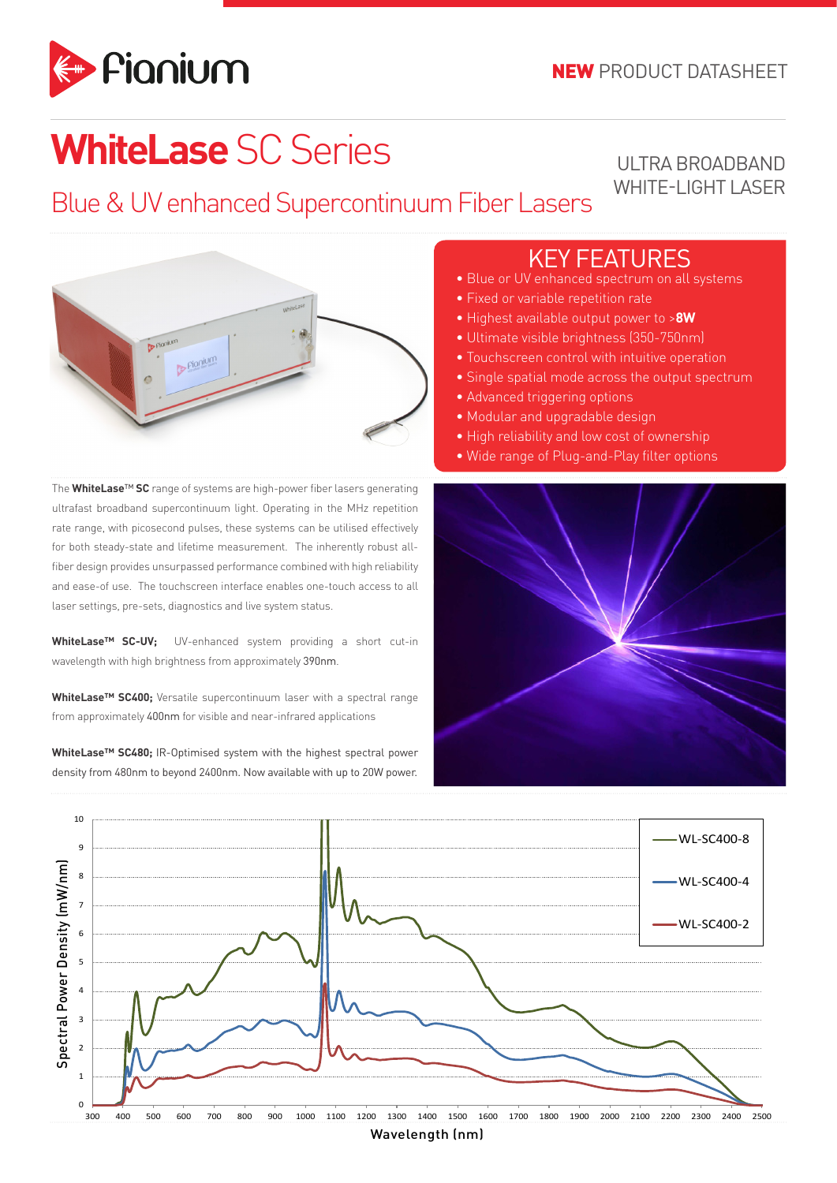NEW PRODUCT DATASHEET

# WhiteLase SC Series

## Blue & UV enhanced Supercontinuum Fiber Lasers

ULTRA BROADBAND WHITE-LIGHT LASER

## KEY FEATURES

- Blue or UV enhanced spectrum on all systems
- Fixed or variable repetition rate
- Highest available output power to >**8W**
- Ultimate visible brightness (350-750nm)
- Touchscreen control with intuitive operation
- Single spatial mode across the output spectrum
- Advanced triggering options
- Modular and upgradable design
- High reliability and low cost of ownership
- Wide range of Plug-and-Play filter options

The **WhiteLase**™ **SC** range of systems are high-power fiber lasers generating ultrafast broadband supercontinuum light. Operating in the MHz repetition rate range, with picosecond pulses, these systems can be utilised effectively for both steady-state and lifetime measurement. The inherently robust all-fiber design provides unsurpassed performance combined with high reliability and ease-of use. The touchscreen interface enables one-touch access to all laser settings, pre-sets, diagnostics and live system status.

**WhiteLase™ SC-UV;** UV-enhanced system providing a short cut-in wavelength with high brightness from approximately 390nm.

**WhiteLase™ SC400;** Versatile supercontinuum laser with a spectral range from approximately 400nm for visible and near-infrared applications

**WhiteLase™ SC480;** IR-Optimised system with the highest spectral power density from 480nm to beyond 2400nm. Now available with up to 20W power.

Spectral Power Density (mW/nm)

0 1 2 3 4 5 6 7 8 9 10

Wavelength (nm)

300 400 500 600 700 800 900 1000 1100 1200 1300 1400 1500 1600 1700 1800 1900 2000 2100 2200 2300 2400 2500

WL-SC400-8

WL-SC400-4

WL-SC400-2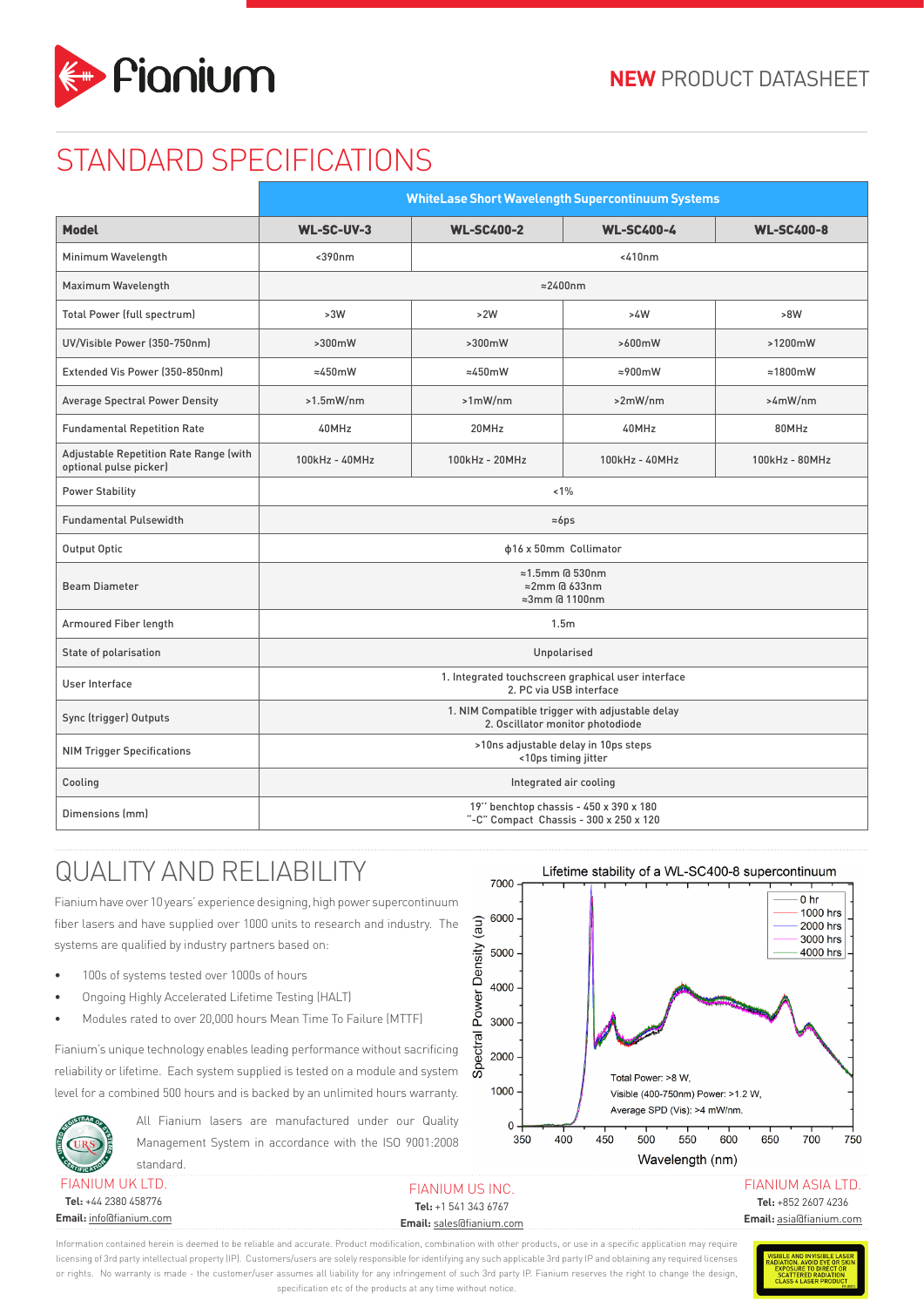NEW PRODUCT DATASHEET

# STANDARD SPECIFICATIONS

| | WhiteLase Short Wavelength Supercontinuum Systems | | | |
|---|---|---|---|---|
| **Model** | **WL-SC-UV-3** | **WL-SC400-2** | **WL-SC400-4** | **WL-SC400-8** |
| Minimum Wavelength | <390nm | <410nm | | |
| Maximum Wavelength | ≈2400nm | | | |
| Total Power (full spectrum) | >3W | >2W | >4W | >8W |
| UV/Visible Power (350-750nm) | >300mW | >300mW | >600mW | >1200mW |
| Extended Vis Power (350-850nm) | ≈450mW | ≈450mW | ≈900mW | ≈1800mW |
| Average Spectral Power Density | >1.5mW/nm | >1mW/nm | >2mW/nm | >4mW/nm |
| Fundamental Repetition Rate | 40MHz | 20MHz | 40MHz | 80MHz |
| Adjustable Repetition Rate Range (with optional pulse picker) | 100kHz - 40MHz | 100kHz - 20MHz | 100kHz - 40MHz | 100kHz - 80MHz |
| Power Stability | <1% | | | |
| Fundamental Pulsewidth | ≈6ps | | | |
| Output Optic | ϕ16 x 50mm Collimator | | | |
| Beam Diameter | ≈1.5mm @ 530nm<br>≈2mm @ 633nm<br>≈3mm @ 1100nm | | | |
| Armoured Fiber length | 1.5m | | | |
| State of polarisation | Unpolarised | | | |
| User Interface | 1. Integrated touchscreen graphical user interface<br>2. PC via USB interface | | | |
| Sync (trigger) Outputs | 1. NIM Compatible trigger with adjustable delay<br>2. Oscillator monitor photodiode | | | |
| NIM Trigger Specifications | >10ns adjustable delay in 10ps steps<br><10ps timing jitter | | | |
| Cooling | Integrated air cooling | | | |
| Dimensions (mm) | 19'' benchtop chassis - 450 x 390 x 180<br>"-C" Compact Chassis - 300 x 250 x 120 | | | |

# QUALITY AND RELIABILITY

Fianium have over 10 years' experience designing, high power supercontinuum fiber lasers and have supplied over 1000 units to research and industry. The systems are qualified by industry partners based on:

- 100s of systems tested over 1000s of hours
- Ongoing Highly Accelerated Lifetime Testing (HALT)
- Modules rated to over 20,000 hours Mean Time To Failure (MTTF)

Fianium's unique technology enables leading performance without sacrificing reliability or lifetime. Each system supplied is tested on a module and system level for a combined 500 hours and is backed by an unlimited hours warranty.

All Fianium lasers are manufactured under our Quality Management System in the accordance with the ISO 9001:2008 standard.

Lifetime stability of a WL-SC400-8 supercontinuum

Spectral Power Density (au)

Wavelength (nm)

0 hr
1000 hrs
2000 hrs
3000 hrs
4000 hrs

Total Power: >8 W,
Visible (400-750nm) Power: >1.2 W,
Average SPD (Vis): >4 mW/nm.

0
1000
2000
3000
4000
5000
6000
7000

350
400
450
500
550
600
650
700
750

**FIANIUM UK LTD.**
**Tel:** +44 2380 458776
**Email:** info@fianium.com

**FIANIUM US INC.**
**Tel:** +1 541 343 6767
**Email:** sales@fianium.com

**FIANIUM ASIA LTD.**
**Tel:** +852 2607 4236
**Email:** asia@fianium.com

Information contained herein is deemed to be reliable and accurate. Product modification, combination with other products, or use in a specific application may require licensing of 3rd party intellectual property (IP). Customers/users are solely responsible for identifying any such applicable 3rd party IP and obtaining any required licenses or rights. No warranty is made - the customer/user assumes all liability for any infringement of such 3rd party IP. Fianium reserves the right to change the design, specification etc of the products at any time without notice.

VISIBLE AND INVISIBLE LASER RADIATION. AVOID EYE OR SKIN EXPOSURE TO DIRECT OR SCATTERED RADIATION. CLASS 4 LASER PRODUCT